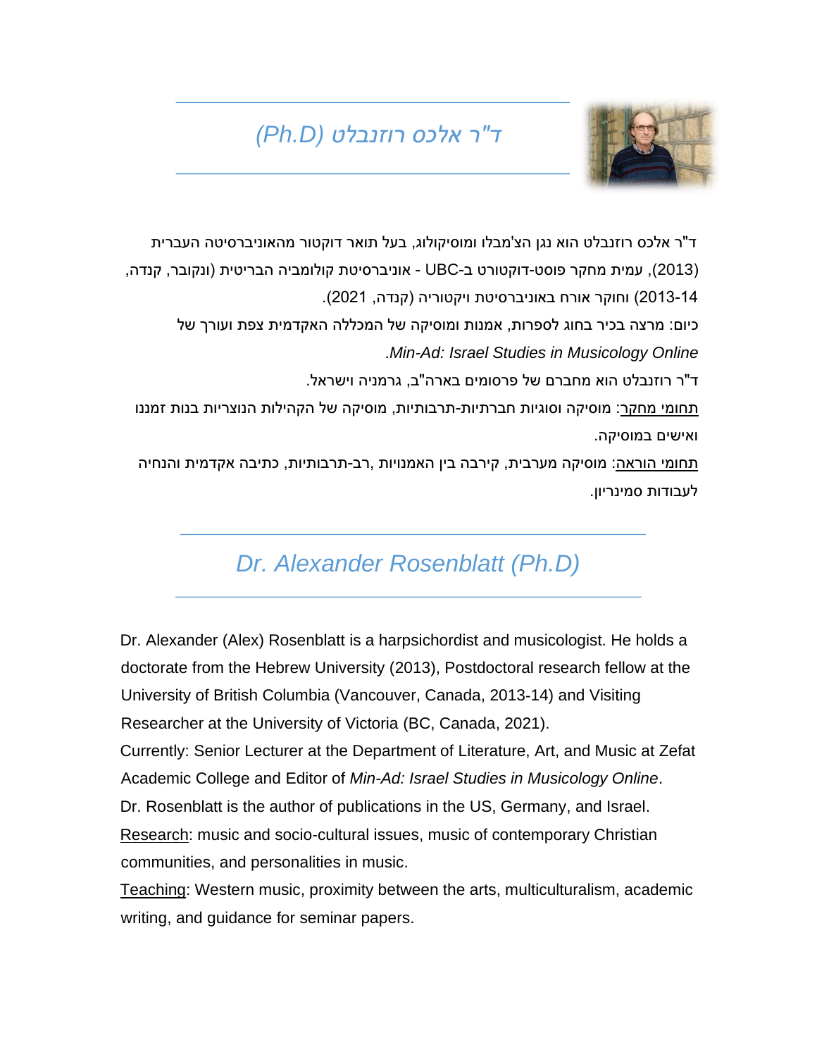# *ד"ר אלכס רוזנבלט (Ph.D)*

ד"ר אלכס רוזנבלט הוא נגן הצ'מבלו ומוסיקולוג, בעל תואר דוקטור מהאוניברסיטה העברית (2013), עמית מחקר פוסט-דוקטורט ב-UBC - אוניברסיטת קולומביה הבריטית (ונקובר, קנדה, 2013-14) וחוקר אורח באוניברסיטת ויקטוריה (קנדה, 2021).

כיום: מרצה בכיר בחוג לספרות, אמנות ומוסיקה של המכללה האקדמית צפת ועורך של *Min-Ad: Israel Studies in Musicology Online*.

ד"ר רוזנבלט הוא מחברם של פרסומים בארה"ב, גרמניה וישראל.

<u>תחומי מחקר</u>: מוסיקה וסוגיות חברתיות-תרבותיות, מוסיקה של הקהילות הנוצריות בנות זמננו ואישים במוסיקה.

<u>תחומי הוראה</u>: מוסיקה מערבית, קירבה בין האמנויות ,רב-תרבותיות, כתיבה אקדמית והנחיה לעבודות סמינריון.

# *Dr. Alexander Rosenblatt (Ph.D)*

Dr. Alexander (Alex) Rosenblatt is a harpsichordist and musicologist. He holds a doctorate from the Hebrew University (2013), Postdoctoral research fellow at the University of British Columbia (Vancouver, Canada, 2013-14) and Visiting Researcher at the University of Victoria (BC, Canada, 2021).

Currently: Senior Lecturer at the Department of Literature, Art, and Music at Zefat Academic College and Editor of *Min-Ad: Israel Studies in Musicology Online*.

Dr. Rosenblatt is the author of publications in the US, Germany, and Israel.

<u>Research</u>: music and socio-cultural issues, music of contemporary Christian communities, and personalities in music.

<u>Teaching</u>: Western music, proximity between the arts, multiculturalism, academic writing, and guidance for seminar papers.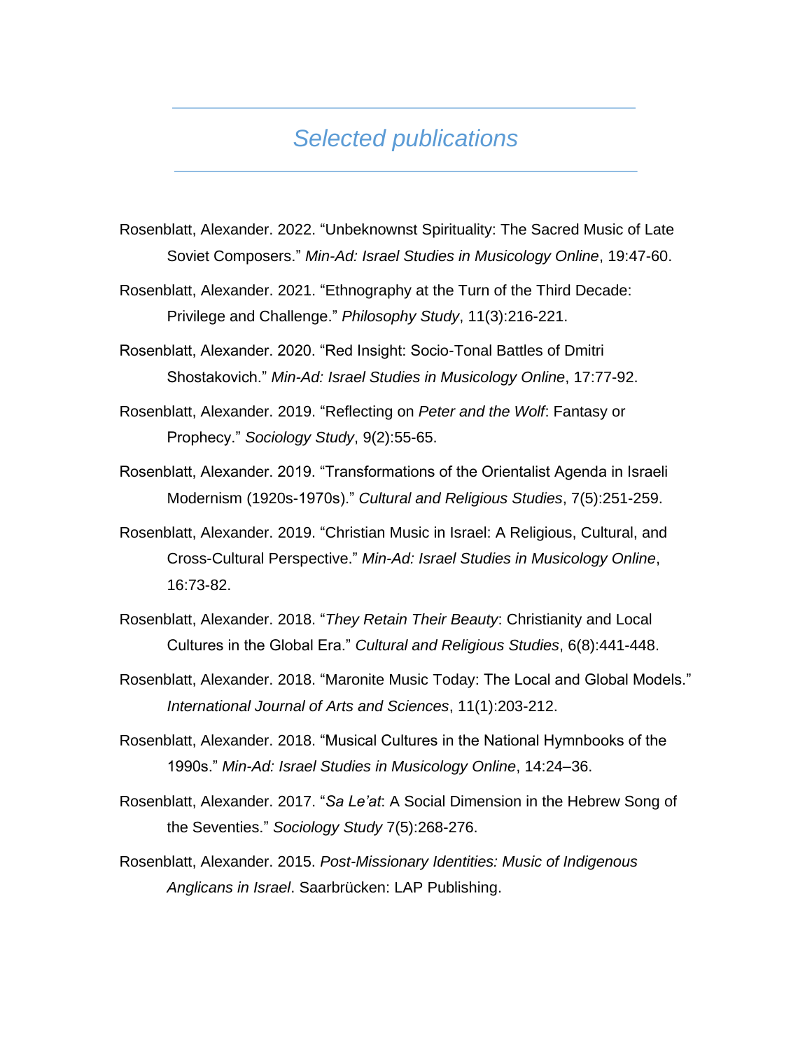## *Selected publications*

Rosenblatt, Alexander. 2022. "Unbeknownst Spirituality: The Sacred Music of Late Soviet Composers." *Min-Ad: Israel Studies in Musicology Online*, 19:47-60.

Rosenblatt, Alexander. 2021. "Ethnography at the Turn of the Third Decade: Privilege and Challenge." *Philosophy Study*, 11(3):216-221.

Rosenblatt, Alexander. 2020. "Red Insight: Socio-Tonal Battles of Dmitri Shostakovich." *Min-Ad: Israel Studies in Musicology Online*, 17:77-92.

Rosenblatt, Alexander. 2019. "Reflecting on *Peter and the Wolf*: Fantasy or Prophecy." *Sociology Study*, 9(2):55-65.

Rosenblatt, Alexander. 2019. "Transformations of the Orientalist Agenda in Israeli Modernism (1920s-1970s)." *Cultural and Religious Studies*, 7(5):251-259.

Rosenblatt, Alexander. 2019. "Christian Music in Israel: A Religious, Cultural, and Cross-Cultural Perspective." *Min-Ad: Israel Studies in Musicology Online*, 16:73-82.

Rosenblatt, Alexander. 2018. "*They Retain Their Beauty*: Christianity and Local Cultures in the Global Era." *Cultural and Religious Studies*, 6(8):441-448.

Rosenblatt, Alexander. 2018. "Maronite Music Today: The Local and Global Models." *International Journal of Arts and Sciences*, 11(1):203-212.

Rosenblatt, Alexander. 2018. "Musical Cultures in the National Hymnbooks of the 1990s." *Min-Ad: Israel Studies in Musicology Online*, 14:24–36.

Rosenblatt, Alexander. 2017. "*Sa Le'at*: A Social Dimension in the Hebrew Song of the Seventies." *Sociology Study* 7(5):268-276.

Rosenblatt, Alexander. 2015. *Post-Missionary Identities: Music of Indigenous Anglicans in Israel*. Saarbrücken: LAP Publishing.